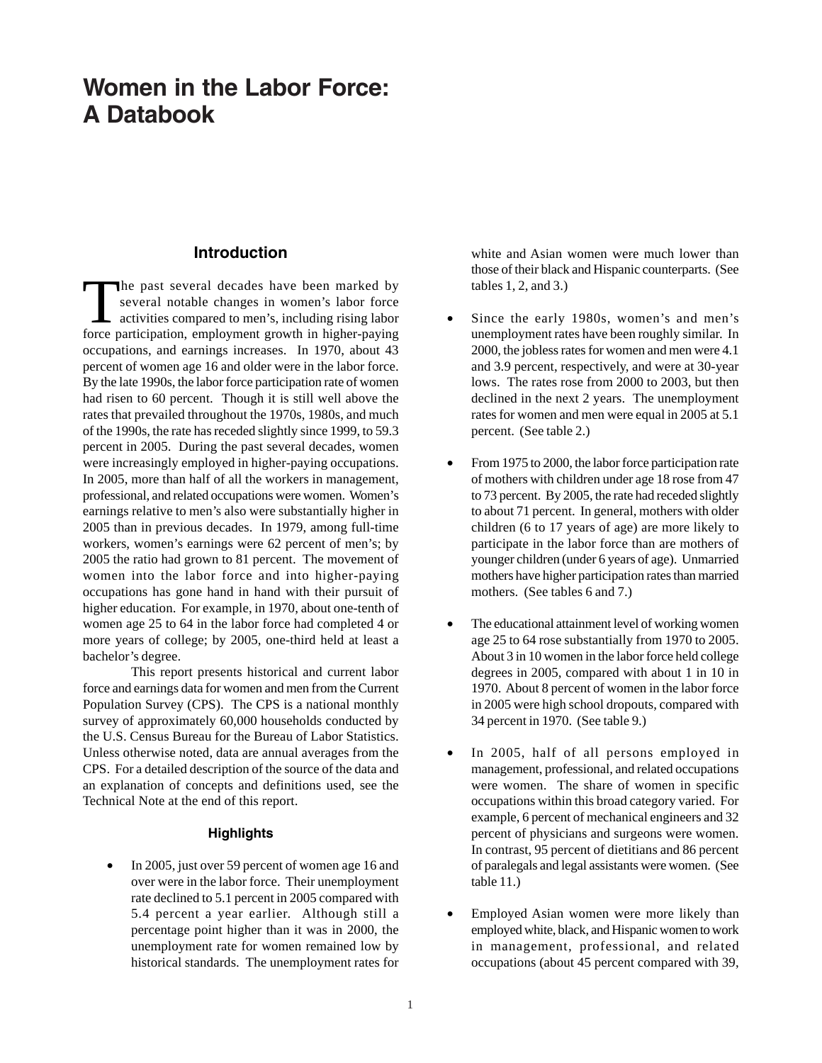# Women in the Labor Force: A Databook

## Introduction

The past several decades have been marked by several notable changes in women's labor force activities compared to men's, including rising labor force participation, employment growth in higher-paying occupations, and earnings increases. In 1970, about 43 percent of women age 16 and older were in the labor force. By the late 1990s, the labor force participation rate of women had risen to 60 percent. Though it is still well above the rates that prevailed throughout the 1970s, 1980s, and much of the 1990s, the rate has receded slightly since 1999, to 59.3 percent in 2005. During the past several decades, women were increasingly employed in higher-paying occupations. In 2005, more than half of all the workers in management, professional, and related occupations were women. Women's earnings relative to men's also were substantially higher in 2005 than in previous decades. In 1979, among full-time workers, women's earnings were 62 percent of men's; by 2005 the ratio had grown to 81 percent. The movement of women into the labor force and into higher-paying occupations has gone hand in hand with their pursuit of higher education. For example, in 1970, about one-tenth of women age 25 to 64 in the labor force had completed 4 or more years of college; by 2005, one-third held at least a bachelor's degree.

This report presents historical and current labor force and earnings data for women and men from the Current Population Survey (CPS). The CPS is a national monthly survey of approximately 60,000 households conducted by the U.S. Census Bureau for the Bureau of Labor Statistics. Unless otherwise noted, data are annual averages from the CPS. For a detailed description of the source of the data and an explanation of concepts and definitions used, see the Technical Note at the end of this report.

### Highlights

- In 2005, just over 59 percent of women age 16 and over were in the labor force. Their unemployment rate declined to 5.1 percent in 2005 compared with 5.4 percent a year earlier. Although still a percentage point higher than it was in 2000, the unemployment rate for women remained low by historical standards. The unemployment rates for white and Asian women were much lower than those of their black and Hispanic counterparts. (See tables 1, 2, and 3.)

- Since the early 1980s, women's and men's unemployment rates have been roughly similar. In 2000, the jobless rates for women and men were 4.1 and 3.9 percent, respectively, and were at 30-year lows. The rates rose from 2000 to 2003, but then declined in the next 2 years. The unemployment rates for women and men were equal in 2005 at 5.1 percent. (See table 2.)

- From 1975 to 2000, the labor force participation rate of mothers with children under age 18 rose from 47 to 73 percent. By 2005, the rate had receded slightly to about 71 percent. In general, mothers with older children (6 to 17 years of age) are more likely to participate in the labor force than are mothers of younger children (under 6 years of age). Unmarried mothers have higher participation rates than married mothers. (See tables 6 and 7.)

- The educational attainment level of working women age 25 to 64 rose substantially from 1970 to 2005. About 3 in 10 women in the labor force held college degrees in 2005, compared with about 1 in 10 in 1970. About 8 percent of women in the labor force in 2005 were high school dropouts, compared with 34 percent in 1970. (See table 9.)

- In 2005, half of all persons employed in management, professional, and related occupations were women. The share of women in specific occupations within this broad category varied. For example, 6 percent of mechanical engineers and 32 percent of physicians and surgeons were women. In contrast, 95 percent of dietitians and 86 percent of paralegals and legal assistants were women. (See table 11.)

- Employed Asian women were more likely than employed white, black, and Hispanic women to work in management, professional, and related occupations (about 45 percent compared with 39,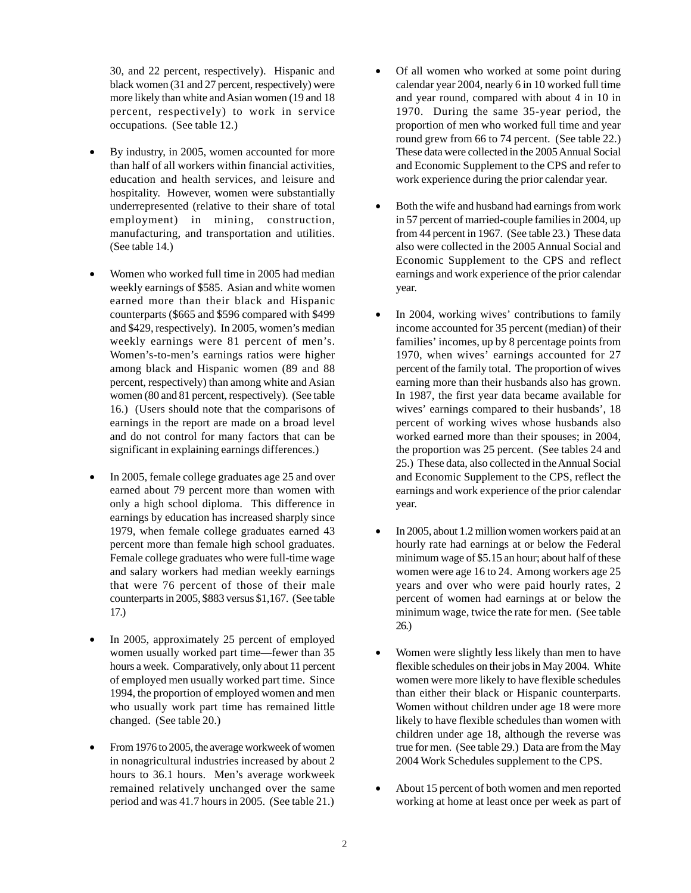30, and 22 percent, respectively). Hispanic and black women (31 and 27 percent, respectively) were more likely than white and Asian women (19 and 18 percent, respectively) to work in service occupations. (See table 12.)

- By industry, in 2005, women accounted for more than half of all workers within financial activities, education and health services, and leisure and hospitality. However, women were substantially underrepresented (relative to their share of total employment) in mining, construction, manufacturing, and transportation and utilities. (See table 14.)

- Women who worked full time in 2005 had median weekly earnings of $585. Asian and white women earned more than their black and Hispanic counterparts ($665 and $596 compared with $499 and $429, respectively). In 2005, women's median weekly earnings were 81 percent of men's. Women's-to-men's earnings ratios were higher among black and Hispanic women (89 and 88 percent, respectively) than among white and Asian women (80 and 81 percent, respectively). (See table 16.) (Users should note that the comparisons of earnings in the report are made on a broad level and do not control for many factors that can be significant in explaining earnings differences.)

- In 2005, female college graduates age 25 and over earned about 79 percent more than women with only a high school diploma. This difference in earnings by education has increased sharply since 1979, when female college graduates earned 43 percent more than female high school graduates. Female college graduates who were full-time wage and salary workers had median weekly earnings that were 76 percent of those of their male counterparts in 2005, $883 versus $1,167. (See table 17.)

- In 2005, approximately 25 percent of employed women usually worked part time—fewer than 35 hours a week. Comparatively, only about 11 percent of employed men usually worked part time. Since 1994, the proportion of employed women and men who usually work part time has remained little changed. (See table 20.)

- From 1976 to 2005, the average workweek of women in nonagricultural industries increased by about 2 hours to 36.1 hours. Men's average workweek remained relatively unchanged over the same period and was 41.7 hours in 2005. (See table 21.)

- Of all women who worked at some point during calendar year 2004, nearly 6 in 10 worked full time and year round, compared with about 4 in 10 in 1970. During the same 35-year period, the proportion of men who worked full time and year round grew from 66 to 74 percent. (See table 22.) These data were collected in the 2005 Annual Social and Economic Supplement to the CPS and refer to work experience during the prior calendar year.

- Both the wife and husband had earnings from work in 57 percent of married-couple families in 2004, up from 44 percent in 1967. (See table 23.) These data also were collected in the 2005 Annual Social and Economic Supplement to the CPS and reflect earnings and work experience of the prior calendar year.

- In 2004, working wives' contributions to family income accounted for 35 percent (median) of their families' incomes, up by 8 percentage points from 1970, when wives' earnings accounted for 27 percent of the family total. The proportion of wives earning more than their husbands also has grown. In 1987, the first year data became available for wives' earnings compared to their husbands', 18 percent of working wives whose husbands also worked earned more than their spouses; in 2004, the proportion was 25 percent. (See tables 24 and 25.) These data, also collected in the Annual Social and Economic Supplement to the CPS, reflect the earnings and work experience of the prior calendar year.

- In 2005, about 1.2 million women workers paid at an hourly rate had earnings at or below the Federal minimum wage of $5.15 an hour; about half of these women were age 16 to 24. Among workers age 25 years and over who were paid hourly rates, 2 percent of women had earnings at or below the minimum wage, twice the rate for men. (See table 26.)

- Women were slightly less likely than men to have flexible schedules on their jobs in May 2004. White women were more likely to have flexible schedules than either their black or Hispanic counterparts. Women without children under age 18 were more likely to have flexible schedules than women with children under age 18, although the reverse was true for men. (See table 29.) Data are from the May 2004 Work Schedules supplement to the CPS.

- About 15 percent of both women and men reported working at home at least once per week as part of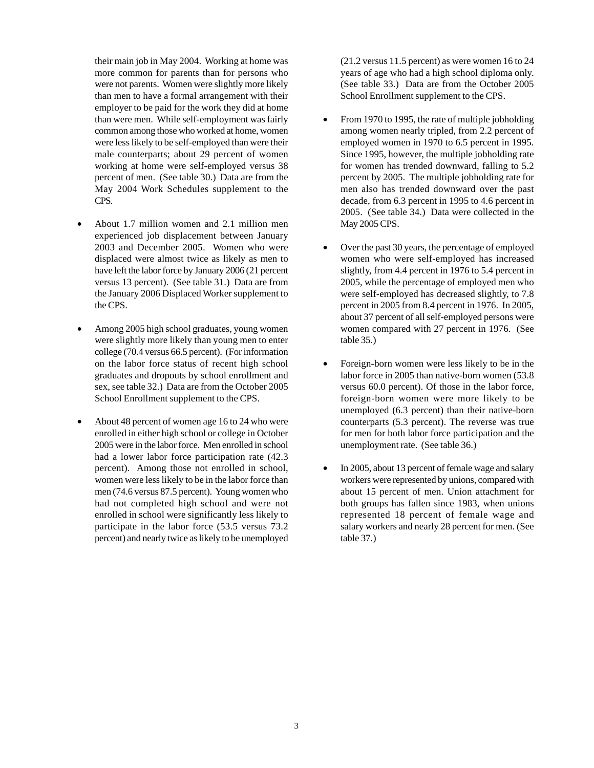their main job in May 2004. Working at home was more common for parents than for persons who were not parents. Women were slightly more likely than men to have a formal arrangement with their employer to be paid for the work they did at home than were men. While self-employment was fairly common among those who worked at home, women were less likely to be self-employed than were their male counterparts; about 29 percent of women working at home were self-employed versus 38 percent of men. (See table 30.) Data are from the May 2004 Work Schedules supplement to the CPS.

- About 1.7 million women and 2.1 million men experienced job displacement between January 2003 and December 2005. Women who were displaced were almost twice as likely as men to have left the labor force by January 2006 (21 percent versus 13 percent). (See table 31.) Data are from the January 2006 Displaced Worker supplement to the CPS.

- Among 2005 high school graduates, young women were slightly more likely than young men to enter college (70.4 versus 66.5 percent). (For information on the labor force status of recent high school graduates and dropouts by school enrollment and sex, see table 32.) Data are from the October 2005 School Enrollment supplement to the CPS.

- About 48 percent of women age 16 to 24 who were enrolled in either high school or college in October 2005 were in the labor force. Men enrolled in school had a lower labor force participation rate (42.3 percent). Among those not enrolled in school, women were less likely to be in the labor force than men (74.6 versus 87.5 percent). Young women who had not completed high school and were not enrolled in school were significantly less likely to participate in the labor force (53.5 versus 73.2 percent) and nearly twice as likely to be unemployed (21.2 versus 11.5 percent) as were women 16 to 24 years of age who had a high school diploma only. (See table 33.) Data are from the October 2005 School Enrollment supplement to the CPS.

- From 1970 to 1995, the rate of multiple jobholding among women nearly tripled, from 2.2 percent of employed women in 1970 to 6.5 percent in 1995. Since 1995, however, the multiple jobholding rate for women has trended downward, falling to 5.2 percent by 2005. The multiple jobholding rate for men also has trended downward over the past decade, from 6.3 percent in 1995 to 4.6 percent in 2005. (See table 34.) Data were collected in the May 2005 CPS.

- Over the past 30 years, the percentage of employed women who were self-employed has increased slightly, from 4.4 percent in 1976 to 5.4 percent in 2005, while the percentage of employed men who were self-employed has decreased slightly, to 7.8 percent in 2005 from 8.4 percent in 1976. In 2005, about 37 percent of all self-employed persons were women compared with 27 percent in 1976. (See table 35.)

- Foreign-born women were less likely to be in the labor force in 2005 than native-born women (53.8 versus 60.0 percent). Of those in the labor force, foreign-born women were more likely to be unemployed (6.3 percent) than their native-born counterparts (5.3 percent). The reverse was true for men for both labor force participation and the unemployment rate. (See table 36.)

- In 2005, about 13 percent of female wage and salary workers were represented by unions, compared with about 15 percent of men. Union attachment for both groups has fallen since 1983, when unions represented 18 percent of female wage and salary workers and nearly 28 percent for men. (See table 37.)